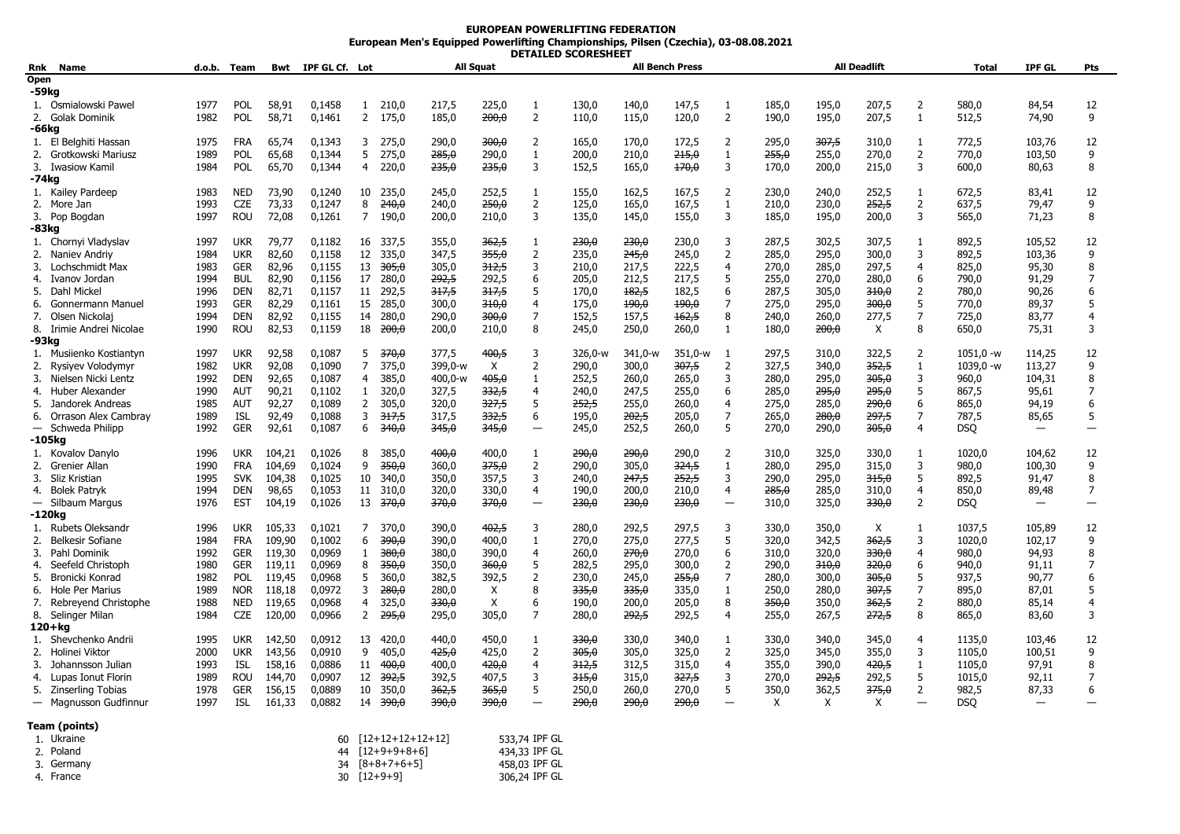**EUROPEAN POWERLIFTING FEDERATION**

**European Men's Equipped Powerlifting Championships, Pilsen (Czechia), 03-08.08.2021**

**DETAILED SCORESHEET**

| Rnk | Name | d.o.b. | Team | Bwt | IPF GL Cf. | Lot | All Squat | | | | All Bench Press | | | | All Deadlift | | | | Total | IPF GL | Pts |
|---|---|---|---|---|---|---|---|---|---|---|---|---|---|---|---|---|---|---|---|---|---|
| **Open** | | | | | | | | | | | | | | | | | | | | | |
| **-59kg** | | | | | | | | | | | | | | | | | | | | | |
| 1. | Osmialowski Pawel | 1977 | POL | 58,91 | 0,1458 | 1 | 210,0 | 217,5 | 225,0 | 1 | 130,0 | 140,0 | 147,5 | 1 | 185,0 | 195,0 | 207,5 | 2 | 580,0 | 84,54 | 12 |
| 2. | Golak Dominik | 1982 | POL | 58,71 | 0,1461 | 2 | 175,0 | 185,0 | ~~200,0~~ | 2 | 110,0 | 115,0 | 120,0 | 2 | 190,0 | 195,0 | 207,5 | 1 | 512,5 | 74,90 | 9 |
| **-66kg** | | | | | | | | | | | | | | | | | | | | | |
| 1. | El Belghiti Hassan | 1975 | FRA | 65,74 | 0,1343 | 3 | 275,0 | 290,0 | ~~300,0~~ | 2 | 165,0 | 170,0 | 172,5 | 2 | 295,0 | ~~307,5~~ | 310,0 | 1 | 772,5 | 103,76 | 12 |
| 2. | Grotkowski Mariusz | 1989 | POL | 65,68 | 0,1344 | 5 | 275,0 | ~~285,0~~ | 290,0 | 1 | 200,0 | 210,0 | ~~215,0~~ | 1 | ~~255,0~~ | 255,0 | 270,0 | 2 | 770,0 | 103,50 | 9 |
| 3. | Iwasiow Kamil | 1984 | POL | 65,70 | 0,1344 | 4 | 220,0 | ~~235,0~~ | ~~235,0~~ | 3 | 152,5 | 165,0 | ~~170,0~~ | 3 | 170,0 | 200,0 | 215,0 | 3 | 600,0 | 80,63 | 8 |
| **-74kg** | | | | | | | | | | | | | | | | | | | | | |
| 1. | Kailey Pardeep | 1983 | NED | 73,90 | 0,1240 | 10 | 235,0 | 245,0 | 252,5 | 1 | 155,0 | 162,5 | 167,5 | 2 | 230,0 | 240,0 | 252,5 | 1 | 672,5 | 83,41 | 12 |
| 2. | More Jan | 1993 | CZE | 73,33 | 0,1247 | 8 | ~~240,0~~ | 240,0 | ~~250,0~~ | 2 | 125,0 | 165,0 | 167,5 | 1 | 210,0 | 230,0 | ~~252,5~~ | 2 | 637,5 | 79,47 | 9 |
| 3. | Pop Bogdan | 1997 | ROU | 72,08 | 0,1261 | 7 | 190,0 | 200,0 | 210,0 | 3 | 135,0 | 145,0 | 155,0 | 3 | 185,0 | 195,0 | 200,0 | 3 | 565,0 | 71,23 | 8 |
| **-83kg** | | | | | | | | | | | | | | | | | | | | | |
| 1. | Chornyi Vladyslav | 1997 | UKR | 79,77 | 0,1182 | 16 | 337,5 | 355,0 | ~~362,5~~ | 1 | ~~230,0~~ | ~~230,0~~ | 230,0 | 3 | 287,5 | 302,5 | 307,5 | 1 | 892,5 | 105,52 | 12 |
| 2. | Naniev Andriy | 1984 | UKR | 82,60 | 0,1158 | 12 | 335,0 | 347,5 | ~~355,0~~ | 2 | 235,0 | ~~245,0~~ | 245,0 | 2 | 285,0 | 295,0 | 300,0 | 3 | 892,5 | 103,36 | 9 |
| 3. | Lochschmidt Max | 1983 | GER | 82,96 | 0,1155 | 13 | ~~305,0~~ | 305,0 | ~~312,5~~ | 3 | 210,0 | 217,5 | 222,5 | 4 | 270,0 | 285,0 | 297,5 | 4 | 825,0 | 95,30 | 8 |
| 4. | Ivanov Jordan | 1994 | BUL | 82,90 | 0,1156 | 17 | 280,0 | ~~292,5~~ | 292,5 | 6 | 205,0 | 212,5 | 217,5 | 5 | 255,0 | 270,0 | 280,0 | 6 | 790,0 | 91,29 | 7 |
| 5. | Dahl Mickel | 1996 | DEN | 82,71 | 0,1157 | 11 | 292,5 | ~~317,5~~ | ~~317,5~~ | 5 | 170,0 | ~~182,5~~ | 182,5 | 6 | 287,5 | 305,0 | ~~310,0~~ | 2 | 780,0 | 90,26 | 6 |
| 6. | Gonnermann Manuel | 1993 | GER | 82,29 | 0,1161 | 15 | 285,0 | 300,0 | ~~310,0~~ | 4 | 175,0 | ~~190,0~~ | ~~190,0~~ | 7 | 275,0 | 295,0 | ~~300,0~~ | 5 | 770,0 | 89,37 | 5 |
| 7. | Olsen Nickolaj | 1994 | DEN | 82,55 | 0,1155 | 14 | 280,0 | 290,0 | ~~300,0~~ | 7 | 152,5 | 157,5 | ~~162,5~~ | 8 | 240,0 | 260,0 | 277,5 | 7 | 725,0 | 83,77 | 4 |
| 8. | Irimie Andrei Nicolae | 1990 | ROU | 82,53 | 0,1159 | 18 | ~~200,0~~ | 200,0 | 210,0 | 8 | 245,0 | 250,0 | 260,0 | 1 | 180,0 | ~~200,0~~ | X | 8 | 650,0 | 75,31 | 3 |
| **-93kg** | | | | | | | | | | | | | | | | | | | | | |
| 1. | Musiienko Kostiantyn | 1997 | UKR | 92,58 | 0,1087 | 5 | ~~370,0~~ | 377,5 | ~~400,5~~ | 3 | 326,0-w | 341,0-w | 351,0-w | 1 | 297,5 | 310,0 | 322,5 | 2 | 1051,0 -w | 114,25 | 12 |
| 2. | Rysiyev Volodymyr | 1982 | UKR | 92,08 | 0,1090 | 7 | 375,0 | 399,0-w | X | 2 | 290,0 | 300,0 | ~~307,5~~ | 2 | 327,5 | 340,0 | ~~352,5~~ | 1 | 1039,0 -w | 113,27 | 9 |
| 3. | Nielsen Nicki Lentz | 1992 | DEN | 92,65 | 0,1087 | 4 | 385,0 | 400,0-w | ~~405,0~~ | 1 | 252,5 | 260,0 | 265,0 | 3 | 280,0 | 295,0 | ~~305,0~~ | 3 | 960,0 | 104,31 | 8 |
| 4. | Huber Alexander | 1990 | AUT | 90,21 | 0,1102 | 1 | 320,0 | 327,5 | ~~332,5~~ | 4 | 240,0 | 247,5 | 255,0 | 6 | 285,0 | ~~295,0~~ | ~~295,0~~ | 5 | 867,5 | 95,61 | 7 |
| 5. | Jandorek Andreas | 1985 | AUT | 92,27 | 0,1089 | 2 | 305,0 | 320,0 | ~~327,5~~ | 5 | ~~252,5~~ | 255,0 | 260,0 | 4 | 275,0 | 285,0 | ~~290,0~~ | 6 | 865,0 | 94,19 | 6 |
| 6. | Orrason Alex Cambray | 1989 | ISL | 92,49 | 0,1088 | 3 | ~~317,5~~ | 317,5 | ~~332,5~~ | 6 | 195,0 | ~~202,5~~ | 205,0 | 7 | 265,0 | ~~280,0~~ | ~~297,5~~ | 7 | 787,5 | 85,65 | 5 |
| — | Schweda Philipp | 1992 | GER | 92,61 | 0,1087 | 6 | ~~340,0~~ | ~~345,0~~ | ~~345,0~~ | — | 245,0 | 252,5 | 260,0 | 5 | 270,0 | 290,0 | ~~305,0~~ | 4 | DSQ | — | — |
| **-105kg** | | | | | | | | | | | | | | | | | | | | | |
| 1. | Kovalov Danylo | 1996 | UKR | 104,21 | 0,1026 | 8 | 385,0 | ~~400,0~~ | 400,0 | 1 | ~~290,0~~ | ~~290,0~~ | 290,0 | 2 | 310,0 | 325,0 | 330,0 | 1 | 1020,0 | 104,62 | 12 |
| 2. | Grenier Allan | 1990 | FRA | 104,69 | 0,1024 | 9 | ~~350,0~~ | 360,0 | ~~375,0~~ | 2 | 290,0 | 305,0 | ~~324,5~~ | 1 | 280,0 | 295,0 | 315,0 | 3 | 980,0 | 100,30 | 9 |
| 3. | Sliz Kristian | 1995 | SVK | 104,38 | 0,1025 | 10 | 340,0 | 350,0 | 357,5 | 3 | 240,0 | ~~247,5~~ | ~~252,5~~ | 3 | 290,0 | 295,0 | ~~315,0~~ | 5 | 892,5 | 91,47 | 8 |
| 4. | Bolek Patryk | 1994 | DEN | 98,65 | 0,1053 | 11 | 310,0 | 320,0 | 330,0 | 4 | 190,0 | 200,0 | 210,0 | 4 | ~~285,0~~ | 285,0 | 310,0 | 4 | 850,0 | 89,48 | 7 |
| — | Silbaum Margus | 1976 | EST | 104,19 | 0,1026 | 13 | ~~370,0~~ | ~~370,0~~ | ~~370,0~~ | — | ~~230,0~~ | ~~230,0~~ | ~~230,0~~ | — | 310,0 | 325,0 | ~~330,0~~ | 2 | DSQ | — | — |
| **-120kg** | | | | | | | | | | | | | | | | | | | | | |
| 1. | Rubets Oleksandr | 1996 | UKR | 105,33 | 0,1021 | 7 | 370,0 | 390,0 | ~~402,5~~ | 3 | 280,0 | 292,5 | 297,5 | 3 | 330,0 | 350,0 | X | 1 | 1037,5 | 105,89 | 12 |
| 2. | Belkesir Sofiane | 1984 | FRA | 109,90 | 0,1002 | 6 | ~~390,0~~ | 390,0 | 400,0 | 1 | 270,0 | 275,0 | 277,5 | 5 | 320,0 | 342,5 | ~~362,5~~ | 3 | 1020,0 | 102,17 | 9 |
| 3. | Pahl Dominik | 1992 | GER | 119,30 | 0,0969 | 1 | ~~380,0~~ | 380,0 | 390,0 | 4 | 260,0 | ~~270,0~~ | 270,0 | 6 | 310,0 | 320,0 | ~~330,0~~ | 4 | 980,0 | 94,93 | 8 |
| 4. | Seefeld Christoph | 1980 | GER | 119,11 | 0,0969 | 8 | ~~350,0~~ | 350,0 | ~~360,0~~ | 5 | 282,5 | 295,0 | 300,0 | 2 | 290,0 | ~~310,0~~ | ~~320,0~~ | 6 | 940,0 | 91,11 | 7 |
| 5. | Bronicki Konrad | 1982 | POL | 119,45 | 0,0968 | 5 | 360,0 | 382,5 | 392,5 | 2 | 230,0 | 245,0 | ~~255,0~~ | 7 | 280,0 | 300,0 | ~~305,0~~ | 5 | 937,5 | 90,77 | 6 |
| 6. | Hole Per Marius | 1989 | NOR | 118,18 | 0,0972 | 3 | ~~280,0~~ | 280,0 | X | 8 | ~~335,0~~ | ~~335,0~~ | 335,0 | 1 | 250,0 | 280,0 | ~~307,5~~ | 7 | 895,0 | 87,01 | 5 |
| 7. | Rebreyend Christophe | 1988 | NED | 119,65 | 0,0968 | 4 | 325,0 | ~~330,0~~ | X | 6 | 190,0 | 200,0 | 205,0 | 8 | ~~350,0~~ | 350,0 | ~~362,5~~ | 2 | 880,0 | 85,14 | 4 |
| 8. | Selinger Milan | 1984 | CZE | 120,00 | 0,0966 | 2 | ~~295,0~~ | 295,0 | 305,0 | 7 | 280,0 | ~~292,5~~ | 292,5 | 4 | 255,0 | 267,5 | ~~272,5~~ | 8 | 865,0 | 83,60 | 3 |
| **120+kg** | | | | | | | | | | | | | | | | | | | | | |
| 1. | Shevchenko Andrii | 1995 | UKR | 142,50 | 0,0912 | 13 | 420,0 | 440,0 | 450,0 | 1 | ~~330,0~~ | 330,0 | 340,0 | 1 | 330,0 | 340,0 | 345,0 | 4 | 1135,0 | 103,46 | 12 |
| 2. | Holinei Viktor | 2000 | UKR | 143,56 | 0,0910 | 9 | 405,0 | ~~425,0~~ | 425,0 | 2 | ~~305,0~~ | 305,0 | 325,0 | 2 | 325,0 | 345,0 | 355,0 | 3 | 1105,0 | 100,51 | 9 |
| 3. | Johannsson Julian | 1993 | ISL | 158,16 | 0,0886 | 11 | ~~400,0~~ | 400,0 | ~~420,0~~ | 4 | ~~312,5~~ | 312,5 | 315,0 | 4 | 355,0 | 390,0 | ~~420,5~~ | 1 | 1105,0 | 97,91 | 8 |
| 4. | Lupas Ionut Florin | 1989 | ROU | 144,70 | 0,0907 | 12 | ~~392,5~~ | 392,5 | 407,5 | 3 | ~~315,0~~ | 315,0 | ~~327,5~~ | 3 | 270,0 | ~~292,5~~ | 292,5 | 5 | 1015,0 | 92,11 | 7 |
| 5. | Zinserling Tobias | 1978 | GER | 156,15 | 0,0889 | 10 | 350,0 | ~~362,5~~ | 365,0 | 5 | 250,0 | 260,0 | 270,0 | 5 | 350,0 | 362,5 | ~~375,0~~ | 2 | 982,5 | 87,33 | 6 |
| — | Magnusson Gudfinnur | 1997 | ISL | 161,33 | 0,0882 | 14 | ~~390,0~~ | ~~390,0~~ | ~~390,0~~ | — | ~~290,0~~ | ~~290,0~~ | ~~290,0~~ | — | X | X | X | — | DSQ | — | — |

**Team (points)**

| Rnk | Team | Points | Breakdown | IPF GL |
|---|---|---|---|---|
| 1. | Ukraine | 60 | [12+12+12+12+12] | 533,74 IPF GL |
| 2. | Poland | 44 | [12+9+9+8+6] | 434,33 IPF GL |
| 3. | Germany | 34 | [8+8+7+6+5] | 458,03 IPF GL |
| 4. | France | 30 | [12+9+9] | 306,24 IPF GL |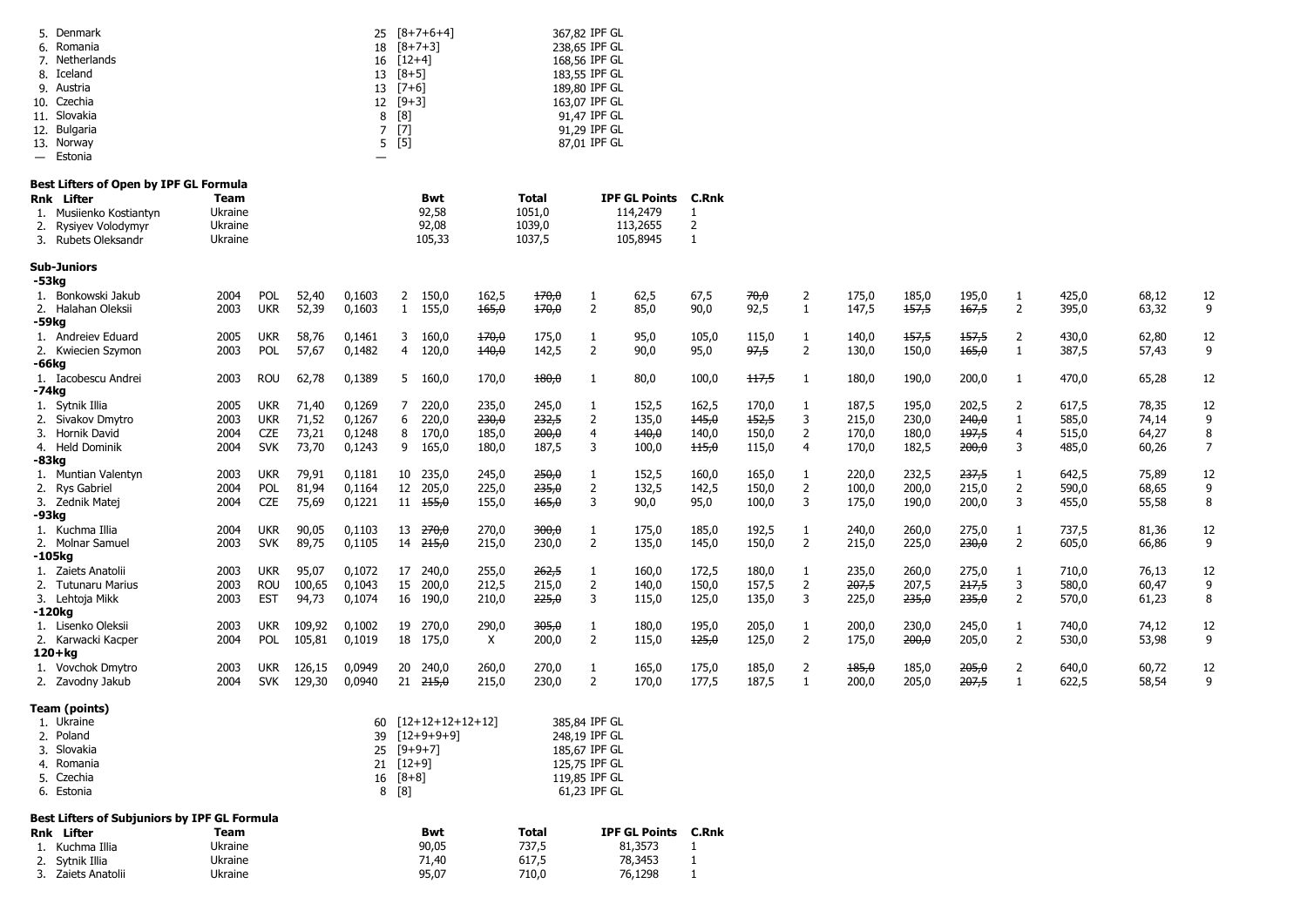| Rnk | Team | Points | | IPF GL |
|---|---|---|---|---|
| 5. | Denmark | 25 | [8+7+6+4] | 367,82 IPF GL |
| 6. | Romania | 18 | [8+7+3] | 238,65 IPF GL |
| 7. | Netherlands | 16 | [12+4] | 168,56 IPF GL |
| 8. | Iceland | 13 | [8+5] | 183,55 IPF GL |
| 9. | Austria | 13 | [7+6] | 189,80 IPF GL |
| 10. | Czechia | 12 | [9+3] | 163,07 IPF GL |
| 11. | Slovakia | 8 | [8] | 91,47 IPF GL |
| 12. | Bulgaria | 7 | [7] | 91,29 IPF GL |
| 13. | Norway | 5 | [5] | 87,01 IPF GL |
| — | Estonia | — | | |

**Best Lifters of Open by IPF GL Formula**

| Rnk | Lifter | Team | Bwt | Total | IPF GL Points | C.Rnk |
|---|---|---|---|---|---|---|
| 1. | Musiienko Kostiantyn | Ukraine | 92,58 | 1051,0 | 114,2479 | 1 |
| 2. | Rysiyev Volodymyr | Ukraine | 92,08 | 1039,0 | 113,2655 | 2 |
| 3. | Rubets Oleksandr | Ukraine | 105,33 | 1037,5 | 105,8945 | 1 |

**Sub-Juniors**

| Rnk | Lifter | Year | Team | Bwt | Coef | Lot | SQ1 | SQ2 | SQ3 | Rnk | BP1 | BP2 | BP3 | Rnk | DL1 | DL2 | DL3 | Rnk | Total | Points | Pts |
|---|---|---|---|---|---|---|---|---|---|---|---|---|---|---|---|---|---|---|---|---|---|
| **-53kg** | | | | | | | | | | | | | | | | | | | | | |
| 1. | Bonkowski Jakub | 2004 | POL | 52,40 | 0,1603 | 2 | 150,0 | 162,5 | ~~170,0~~ | 1 | 62,5 | 67,5 | ~~70,0~~ | 2 | 175,0 | 185,0 | 195,0 | 1 | 425,0 | 68,12 | 12 |
| 2. | Halahan Oleksii | 2003 | UKR | 52,39 | 0,1603 | 1 | 155,0 | ~~165,0~~ | ~~170,0~~ | 2 | 85,0 | 90,0 | 92,5 | 1 | 147,5 | ~~157,5~~ | ~~167,5~~ | 2 | 395,0 | 63,32 | 9 |
| **-59kg** | | | | | | | | | | | | | | | | | | | | | |
| 1. | Andreiev Eduard | 2005 | UKR | 58,76 | 0,1461 | 3 | 160,0 | ~~170,0~~ | 175,0 | 1 | 95,0 | 105,0 | 115,0 | 1 | 140,0 | ~~157,5~~ | ~~157,5~~ | 2 | 430,0 | 62,80 | 12 |
| 2. | Kwiecien Szymon | 2003 | POL | 57,67 | 0,1482 | 4 | 120,0 | ~~140,0~~ | 142,5 | 2 | 90,0 | 95,0 | ~~97,5~~ | 2 | 130,0 | 150,0 | ~~165,0~~ | 1 | 387,5 | 57,43 | 9 |
| **-66kg** | | | | | | | | | | | | | | | | | | | | | |
| 1. | Iacobescu Andrei | 2003 | ROU | 62,78 | 0,1389 | 5 | 160,0 | 170,0 | ~~180,0~~ | 1 | 80,0 | 100,0 | ~~117,5~~ | 1 | 180,0 | 190,0 | 200,0 | 1 | 470,0 | 65,28 | 12 |
| **-74kg** | | | | | | | | | | | | | | | | | | | | | |
| 1. | Sytnik Illia | 2005 | UKR | 71,40 | 0,1269 | 7 | 220,0 | 235,0 | 245,0 | 1 | 152,5 | 162,5 | 170,0 | 1 | 187,5 | 195,0 | 202,5 | 2 | 617,5 | 78,35 | 12 |
| 2. | Sivakov Dmytro | 2003 | UKR | 71,52 | 0,1267 | 6 | 220,0 | ~~230,0~~ | ~~232,5~~ | 2 | 135,0 | ~~145,0~~ | ~~152,5~~ | 3 | 215,0 | 230,0 | ~~240,0~~ | 1 | 585,0 | 74,14 | 9 |
| 3. | Hornik David | 2004 | CZE | 73,21 | 0,1248 | 8 | 170,0 | 185,0 | ~~200,0~~ | 4 | ~~140,0~~ | 140,0 | 150,0 | 2 | 170,0 | 180,0 | ~~197,5~~ | 4 | 515,0 | 64,27 | 8 |
| 4. | Held Dominik | 2004 | SVK | 73,70 | 0,1243 | 9 | 165,0 | 180,0 | 187,5 | 3 | 100,0 | ~~115,0~~ | 115,0 | 4 | 170,0 | 182,5 | ~~200,0~~ | 3 | 485,0 | 60,26 | 7 |
| **-83kg** | | | | | | | | | | | | | | | | | | | | | |
| 1. | Muntian Valentyn | 2003 | UKR | 79,91 | 0,1181 | 10 | 235,0 | 245,0 | ~~250,0~~ | 1 | 152,5 | 160,0 | 165,0 | 1 | 220,0 | 232,5 | ~~237,5~~ | 1 | 642,5 | 75,89 | 12 |
| 2. | Rys Gabriel | 2004 | POL | 81,94 | 0,1164 | 12 | 205,0 | 225,0 | ~~235,0~~ | 2 | 132,5 | 142,5 | 150,0 | 2 | 100,0 | 200,0 | 215,0 | 2 | 590,0 | 68,65 | 9 |
| 3. | Zednik Matej | 2004 | CZE | 75,69 | 0,1221 | 11 | ~~155,0~~ | 155,0 | ~~165,0~~ | 3 | 90,0 | 95,0 | 100,0 | 3 | 175,0 | 190,0 | 200,0 | 3 | 455,0 | 55,58 | 8 |
| **-93kg** | | | | | | | | | | | | | | | | | | | | | |
| 1. | Kuchma Illia | 2004 | UKR | 90,05 | 0,1103 | 13 | ~~270,0~~ | 270,0 | ~~300,0~~ | 1 | 175,0 | 185,0 | 192,5 | 1 | 240,0 | 260,0 | 275,0 | 1 | 737,5 | 81,36 | 12 |
| 2. | Molnar Samuel | 2003 | SVK | 89,75 | 0,1105 | 14 | ~~215,0~~ | 215,0 | 230,0 | 2 | 135,0 | 145,0 | 150,0 | 2 | 215,0 | 225,0 | ~~230,0~~ | 2 | 605,0 | 66,86 | 9 |
| **-105kg** | | | | | | | | | | | | | | | | | | | | | |
| 1. | Zaiets Anatolii | 2003 | UKR | 95,07 | 0,1072 | 17 | 240,0 | 255,0 | ~~262,5~~ | 1 | 160,0 | 172,5 | 180,0 | 1 | 235,0 | 260,0 | 275,0 | 1 | 710,0 | 76,13 | 12 |
| 2. | Tutunaru Marius | 2003 | ROU | 100,65 | 0,1043 | 15 | 200,0 | 212,5 | 215,0 | 2 | 140,0 | 150,0 | 157,5 | 2 | ~~207,5~~ | 207,5 | ~~217,5~~ | 3 | 580,0 | 60,47 | 9 |
| 3. | Lehtoja Mikk | 2003 | EST | 94,73 | 0,1074 | 16 | 190,0 | 210,0 | ~~225,0~~ | 3 | 115,0 | 125,0 | 135,0 | 3 | 225,0 | ~~235,0~~ | ~~235,0~~ | 2 | 570,0 | 61,23 | 8 |
| **-120kg** | | | | | | | | | | | | | | | | | | | | | |
| 1. | Lisenko Oleksii | 2003 | UKR | 109,92 | 0,1002 | 19 | 270,0 | 290,0 | ~~305,0~~ | 1 | 180,0 | 195,0 | 205,0 | 1 | 200,0 | 230,0 | 245,0 | 1 | 740,0 | 74,12 | 12 |
| 2. | Karwacki Kacper | 2004 | POL | 105,81 | 0,1019 | 18 | 175,0 | X | 200,0 | 2 | 115,0 | ~~125,0~~ | 125,0 | 2 | 175,0 | ~~200,0~~ | 205,0 | 2 | 530,0 | 53,98 | 9 |
| **120+kg** | | | | | | | | | | | | | | | | | | | | | |
| 1. | Vovchok Dmytro | 2003 | UKR | 126,15 | 0,0949 | 20 | 240,0 | 260,0 | 270,0 | 1 | 165,0 | 175,0 | 185,0 | 2 | ~~185,0~~ | 185,0 | ~~205,0~~ | 2 | 640,0 | 60,72 | 12 |
| 2. | Zavodny Jakub | 2004 | SVK | 129,30 | 0,0940 | 21 | ~~215,0~~ | 215,0 | 230,0 | 2 | 170,0 | 177,5 | 187,5 | 1 | 200,0 | 205,0 | ~~207,5~~ | 1 | 622,5 | 58,54 | 9 |

**Team (points)**

| Rnk | Team | Points | | IPF GL |
|---|---|---|---|---|
| 1. | Ukraine | 60 | [12+12+12+12+12] | 385,84 IPF GL |
| 2. | Poland | 39 | [12+9+9+9] | 248,19 IPF GL |
| 3. | Slovakia | 25 | [9+9+7] | 185,67 IPF GL |
| 4. | Romania | 21 | [12+9] | 125,75 IPF GL |
| 5. | Czechia | 16 | [8+8] | 119,85 IPF GL |
| 6. | Estonia | 8 | [8] | 61,23 IPF GL |

**Best Lifters of Subjuniors by IPF GL Formula**

| Rnk | Lifter | Team | Bwt | Total | IPF GL Points | C.Rnk |
|---|---|---|---|---|---|---|
| 1. | Kuchma Illia | Ukraine | 90,05 | 737,5 | 81,3573 | 1 |
| 2. | Sytnik Illia | Ukraine | 71,40 | 617,5 | 78,3453 | 1 |
| 3. | Zaiets Anatolii | Ukraine | 95,07 | 710,0 | 76,1298 | 1 |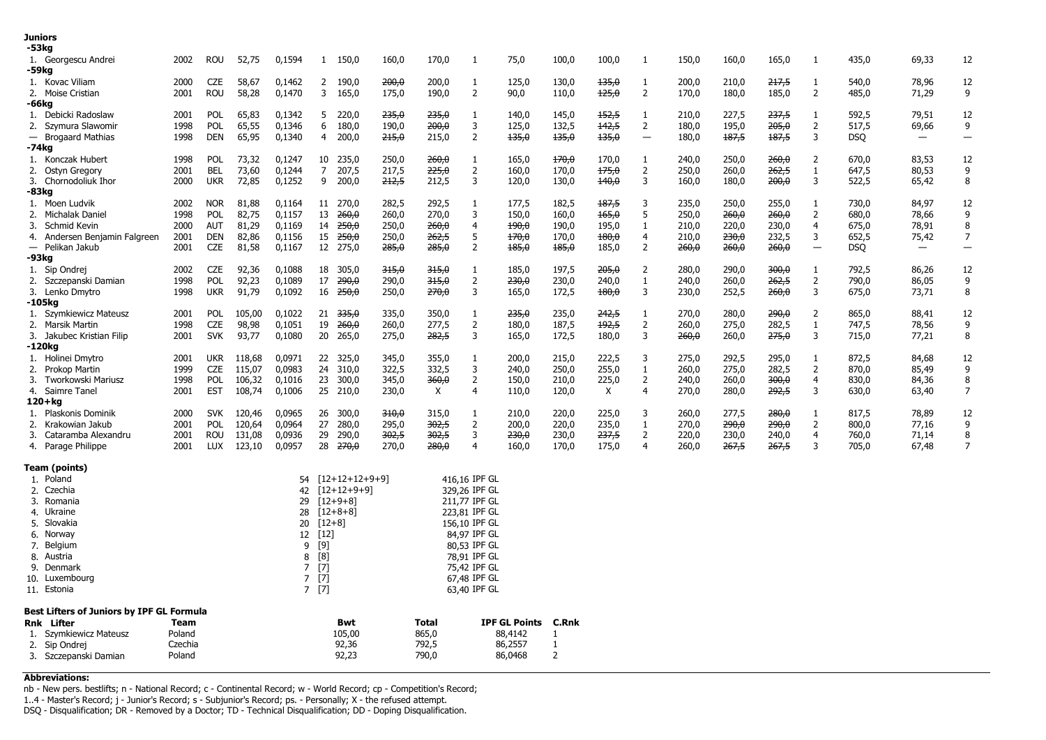**Juniors**

| | | | | | | | | | | | | | | | | | | | | |
|---|---|---|---|---|---|---|---|---|---|---|---|---|---|---|---|---|---|---|---|---|
| **-53kg** | | | | | | | | | | | | | | | | | | | | |
| 1. Georgescu Andrei | 2002 | ROU | 52,75 | 0,1594 | 1 | 150,0 | 160,0 | 170,0 | 1 | 75,0 | 100,0 | 100,0 | 1 | 150,0 | 160,0 | 165,0 | 1 | 435,0 | 69,33 | 12 |
| **-59kg** | | | | | | | | | | | | | | | | | | | | |
| 1. Kovac Viliam | 2000 | CZE | 58,67 | 0,1462 | 2 | 190,0 | ~~200,0~~ | 200,0 | 1 | 125,0 | 130,0 | ~~135,0~~ | 1 | 200,0 | 210,0 | ~~217,5~~ | 1 | 540,0 | 78,96 | 12 |
| 2. Moise Cristian | 2001 | ROU | 58,28 | 0,1470 | 3 | 165,0 | 175,0 | 190,0 | 2 | 90,0 | 110,0 | ~~125,0~~ | 2 | 170,0 | 180,0 | 185,0 | 2 | 485,0 | 71,29 | 9 |
| **-66kg** | | | | | | | | | | | | | | | | | | | | |
| 1. Debicki Radoslaw | 2001 | POL | 65,83 | 0,1342 | 5 | 220,0 | ~~235,0~~ | ~~235,0~~ | 1 | 140,0 | 145,0 | ~~152,5~~ | 1 | 210,0 | 227,5 | ~~237,5~~ | 1 | 592,5 | 79,51 | 12 |
| 2. Szymura Slawomir | 1998 | POL | 65,55 | 0,1346 | 6 | 180,0 | 190,0 | ~~200,0~~ | 3 | 125,0 | 132,5 | ~~142,5~~ | 2 | 180,0 | 195,0 | ~~205,0~~ | 2 | 517,5 | 69,66 | 9 |
| — Brogaard Mathias | 1998 | DEN | 65,95 | 0,1340 | 4 | 200,0 | ~~215,0~~ | 215,0 | 2 | ~~135,0~~ | ~~135,0~~ | ~~135,0~~ | — | 180,0 | ~~187,5~~ | ~~187,5~~ | 3 | DSQ | — | — |
| **-74kg** | | | | | | | | | | | | | | | | | | | | |
| 1. Konczak Hubert | 1998 | POL | 73,32 | 0,1247 | 10 | 235,0 | 250,0 | ~~260,0~~ | 1 | 165,0 | ~~170,0~~ | 170,0 | 1 | 240,0 | 250,0 | ~~260,0~~ | 2 | 670,0 | 83,53 | 12 |
| 2. Ostyn Gregory | 2001 | BEL | 73,60 | 0,1244 | 7 | 207,5 | 217,5 | ~~225,0~~ | 2 | 160,0 | 170,0 | ~~175,0~~ | 2 | 250,0 | 260,0 | ~~262,5~~ | 1 | 647,5 | 80,53 | 9 |
| 3. Chornodoliuk Ihor | 2000 | UKR | 72,85 | 0,1252 | 9 | 200,0 | ~~212,5~~ | 212,5 | 3 | 120,0 | 130,0 | ~~140,0~~ | 3 | 160,0 | 180,0 | ~~200,0~~ | 3 | 522,5 | 65,42 | 8 |
| **-83kg** | | | | | | | | | | | | | | | | | | | | |
| 1. Moen Ludvik | 2002 | NOR | 81,88 | 0,1164 | 11 | 270,0 | 282,5 | 292,5 | 1 | 177,5 | 182,5 | ~~187,5~~ | 3 | 235,0 | 250,0 | 255,0 | 1 | 730,0 | 84,97 | 12 |
| 2. Michalak Daniel | 1998 | POL | 82,75 | 0,1157 | 13 | ~~260,0~~ | 260,0 | 270,0 | 3 | 150,0 | 160,0 | ~~165,0~~ | 5 | 250,0 | ~~260,0~~ | ~~260,0~~ | 2 | 680,0 | 78,66 | 9 |
| 3. Schmid Kevin | 2000 | AUT | 81,29 | 0,1169 | 14 | ~~250,0~~ | 250,0 | ~~260,0~~ | 4 | ~~190,0~~ | 190,0 | 195,0 | 1 | 210,0 | 220,0 | 230,0 | 4 | 675,0 | 78,91 | 8 |
| 4. Andersen Benjamin Falgreen | 2001 | DEN | 82,86 | 0,1156 | 15 | ~~250,0~~ | 250,0 | ~~262,5~~ | 5 | ~~170,0~~ | 170,0 | ~~180,0~~ | 4 | 210,0 | ~~230,0~~ | 232,5 | 3 | 652,5 | 75,42 | 7 |
| — Pelikan Jakub | 2001 | CZE | 81,58 | 0,1167 | 12 | 275,0 | ~~285,0~~ | ~~285,0~~ | 2 | ~~185,0~~ | ~~185,0~~ | 185,0 | 2 | ~~260,0~~ | ~~260,0~~ | ~~260,0~~ | — | DSQ | — | — |
| **-93kg** | | | | | | | | | | | | | | | | | | | | |
| 1. Sip Ondrej | 2002 | CZE | 92,36 | 0,1088 | 18 | 305,0 | ~~315,0~~ | ~~315,0~~ | 1 | 185,0 | 197,5 | ~~205,0~~ | 2 | 280,0 | 290,0 | ~~300,0~~ | 1 | 792,5 | 86,26 | 12 |
| 2. Szczepanski Damian | 1998 | POL | 92,23 | 0,1089 | 17 | ~~290,0~~ | 290,0 | ~~315,0~~ | 2 | ~~230,0~~ | 230,0 | 240,0 | 1 | 240,0 | 260,0 | ~~262,5~~ | 2 | 790,0 | 86,05 | 9 |
| 3. Lenko Dmytro | 1998 | UKR | 91,79 | 0,1092 | 16 | ~~250,0~~ | 250,0 | ~~270,0~~ | 3 | 165,0 | 172,5 | ~~180,0~~ | 3 | 230,0 | 252,5 | ~~260,0~~ | 3 | 675,0 | 73,71 | 8 |
| **-105kg** | | | | | | | | | | | | | | | | | | | | |
| 1. Szymkiewicz Mateusz | 2001 | POL | 105,00 | 0,1022 | 21 | ~~335,0~~ | 335,0 | 350,0 | 1 | ~~235,0~~ | 235,0 | ~~242,5~~ | 1 | 270,0 | 280,0 | ~~290,0~~ | 2 | 865,0 | 88,41 | 12 |
| 2. Marsik Martin | 1998 | CZE | 98,98 | 0,1051 | 19 | ~~260,0~~ | 260,0 | 277,5 | 2 | 180,0 | 187,5 | ~~192,5~~ | 2 | 260,0 | 275,0 | 282,5 | 1 | 747,5 | 78,56 | 9 |
| 3. Jakubec Kristian Filip | 2001 | SVK | 93,77 | 0,1080 | 20 | 265,0 | 275,0 | ~~282,5~~ | 3 | 165,0 | 172,5 | 180,0 | 3 | ~~260,0~~ | 260,0 | ~~275,0~~ | 3 | 715,0 | 77,21 | 8 |
| **-120kg** | | | | | | | | | | | | | | | | | | | | |
| 1. Holinei Dmytro | 2001 | UKR | 118,68 | 0,0971 | 22 | 325,0 | 345,0 | 355,0 | 1 | 200,0 | 215,0 | 222,5 | 3 | 275,0 | 292,5 | 295,0 | 1 | 872,5 | 84,68 | 12 |
| 2. Prokop Martin | 1999 | CZE | 115,07 | 0,0983 | 24 | 310,0 | 322,5 | 332,5 | 3 | 240,0 | 250,0 | 255,0 | 1 | 260,0 | 275,0 | 282,5 | 2 | 870,0 | 85,49 | 9 |
| 3. Tworkowski Mariusz | 1998 | POL | 106,32 | 0,1016 | 23 | 300,0 | 345,0 | ~~360,0~~ | 2 | 150,0 | 210,0 | 225,0 | 2 | 240,0 | 260,0 | ~~300,0~~ | 4 | 830,0 | 84,36 | 8 |
| 4. Saimre Tanel | 2001 | EST | 108,74 | 0,1006 | 25 | 210,0 | 230,0 | X | 4 | 110,0 | 120,0 | X | 4 | 270,0 | 280,0 | ~~292,5~~ | 3 | 630,0 | 63,40 | 7 |
| **120+kg** | | | | | | | | | | | | | | | | | | | | |
| 1. Plaskonis Dominik | 2000 | SVK | 120,46 | 0,0965 | 26 | 300,0 | ~~310,0~~ | 315,0 | 1 | 210,0 | 220,0 | 225,0 | 3 | 260,0 | 277,5 | ~~280,0~~ | 1 | 817,5 | 78,89 | 12 |
| 2. Krakowian Jakub | 2001 | POL | 120,64 | 0,0964 | 27 | 280,0 | 295,0 | ~~302,5~~ | 2 | 200,0 | 220,0 | 235,0 | 1 | 270,0 | ~~290,0~~ | ~~290,0~~ | 2 | 800,0 | 77,16 | 9 |
| 3. Cataramba Alexandru | 2001 | ROU | 131,08 | 0,0936 | 29 | 290,0 | ~~302,5~~ | ~~302,5~~ | 3 | ~~230,0~~ | 230,0 | ~~237,5~~ | 2 | 220,0 | 230,0 | 240,0 | 4 | 760,0 | 71,14 | 8 |
| 4. Parage Philippe | 2001 | LUX | 123,10 | 0,0957 | 28 | ~~270,0~~ | 270,0 | ~~280,0~~ | 4 | 160,0 | 170,0 | 175,0 | 4 | 260,0 | ~~267,5~~ | ~~267,5~~ | 3 | 705,0 | 67,48 | 7 |

**Team (points)**

| | | | |
|---|---|---|---|
| 1. Poland | 54 | [12+12+12+9+9] | 416,16 IPF GL |
| 2. Czechia | 42 | [12+12+9+9] | 329,26 IPF GL |
| 3. Romania | 29 | [12+9+8] | 211,77 IPF GL |
| 4. Ukraine | 28 | [12+8+8] | 223,81 IPF GL |
| 5. Slovakia | 20 | [12+8] | 156,10 IPF GL |
| 6. Norway | 12 | [12] | 84,97 IPF GL |
| 7. Belgium | 9 | [9] | 80,53 IPF GL |
| 8. Austria | 8 | [8] | 78,91 IPF GL |
| 9. Denmark | 7 | [7] | 75,42 IPF GL |
| 10. Luxembourg | 7 | [7] | 67,48 IPF GL |
| 11. Estonia | 7 | [7] | 63,40 IPF GL |

**Best Lifters of Juniors by IPF GL Formula**

| Rnk Lifter | Team | Bwt | Total | IPF GL Points | C.Rnk |
|---|---|---|---|---|---|
| 1. Szymkiewicz Mateusz | Poland | 105,00 | 865,0 | 88,4142 | 1 |
| 2. Sip Ondrej | Czechia | 92,36 | 792,5 | 86,2557 | 1 |
| 3. Szczepanski Damian | Poland | 92,23 | 790,0 | 86,0468 | 2 |

**Abbreviations:**

nb - New pers. bestlifts; n - National Record; c - Continental Record; w - World Record; cp - Competition's Record;
1..4 - Master's Record; j - Junior's Record; s - Subjunior's Record; ps. - Personally; X - the refused attempt.
DSQ - Disqualification; DR - Removed by a Doctor; TD - Technical Disqualification; DD - Doping Disqualification.